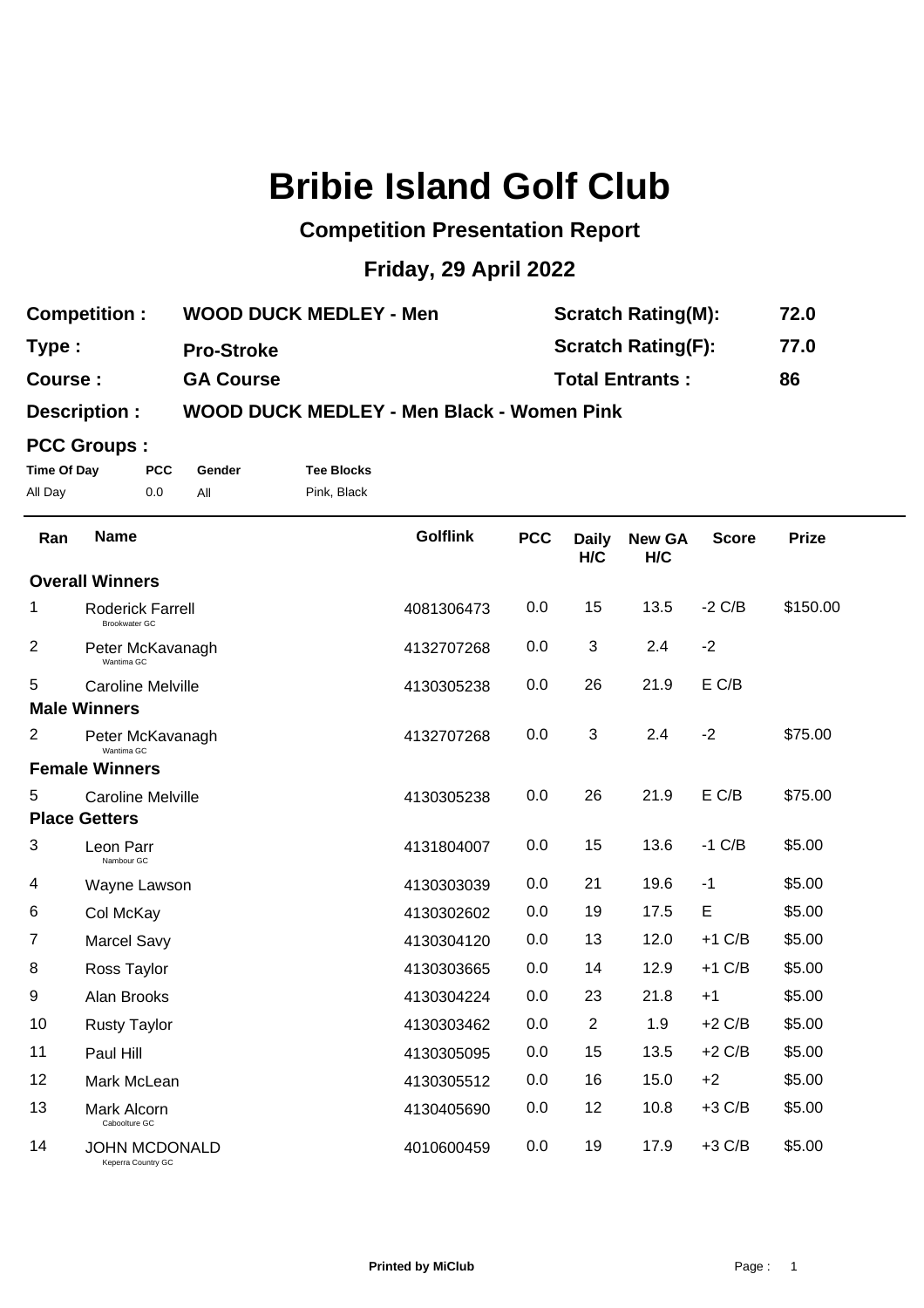# Bribie Island Golf Club

## Competition Presentation Report

## Friday, 29 April 2022

| | | | |
|---|---|---|---|
| **Competition :** | **WOOD DUCK MEDLEY - Men** | **Scratch Rating(M):** | **72.0** |
| **Type :** | **Pro-Stroke** | **Scratch Rating(F):** | **77.0** |
| **Course :** | **GA Course** | **Total Entrants :** | **86** |
| **Description :** | **WOOD DUCK MEDLEY - Men Black - Women Pink** | | |

**PCC Groups :**

| Time Of Day | PCC | Gender | Tee Blocks |
|---|---|---|---|
| All Day | 0.0 | All | Pink, Black |

| Ran | Name | Golflink | PCC | Daily H/C | New GA H/C | Score | Prize |
|---|---|---|---|---|---|---|---|
| **Overall Winners** | | | | | | | |
| 1 | Roderick Farrell (Brookwater GC) | 4081306473 | 0.0 | 15 | 13.5 | -2 C/B | $150.00 |
| 2 | Peter McKavanagh (Wantima GC) | 4132707268 | 0.0 | 3 | 2.4 | -2 | |
| 5 | Caroline Melville | 4130305238 | 0.0 | 26 | 21.9 | E C/B | |
| **Male Winners** | | | | | | | |
| 2 | Peter McKavanagh (Wantima GC) | 4132707268 | 0.0 | 3 | 2.4 | -2 | $75.00 |
| **Female Winners** | | | | | | | |
| 5 | Caroline Melville | 4130305238 | 0.0 | 26 | 21.9 | E C/B | $75.00 |
| **Place Getters** | | | | | | | |
| 3 | Leon Parr (Nambour GC) | 4131804007 | 0.0 | 15 | 13.6 | -1 C/B | $5.00 |
| 4 | Wayne Lawson | 4130303039 | 0.0 | 21 | 19.6 | -1 | $5.00 |
| 6 | Col McKay | 4130302602 | 0.0 | 19 | 17.5 | E | $5.00 |
| 7 | Marcel Savy | 4130304120 | 0.0 | 13 | 12.0 | +1 C/B | $5.00 |
| 8 | Ross Taylor | 4130303665 | 0.0 | 14 | 12.9 | +1 C/B | $5.00 |
| 9 | Alan Brooks | 4130304224 | 0.0 | 23 | 21.8 | +1 | $5.00 |
| 10 | Rusty Taylor | 4130303462 | 0.0 | 2 | 1.9 | +2 C/B | $5.00 |
| 11 | Paul Hill | 4130305095 | 0.0 | 15 | 13.5 | +2 C/B | $5.00 |
| 12 | Mark McLean | 4130305512 | 0.0 | 16 | 15.0 | +2 | $5.00 |
| 13 | Mark Alcorn (Caboolture GC) | 4130405690 | 0.0 | 12 | 10.8 | +3 C/B | $5.00 |
| 14 | JOHN MCDONALD (Keperra Country GC) | 4010600459 | 0.0 | 19 | 17.9 | +3 C/B | $5.00 |

Printed by MiClub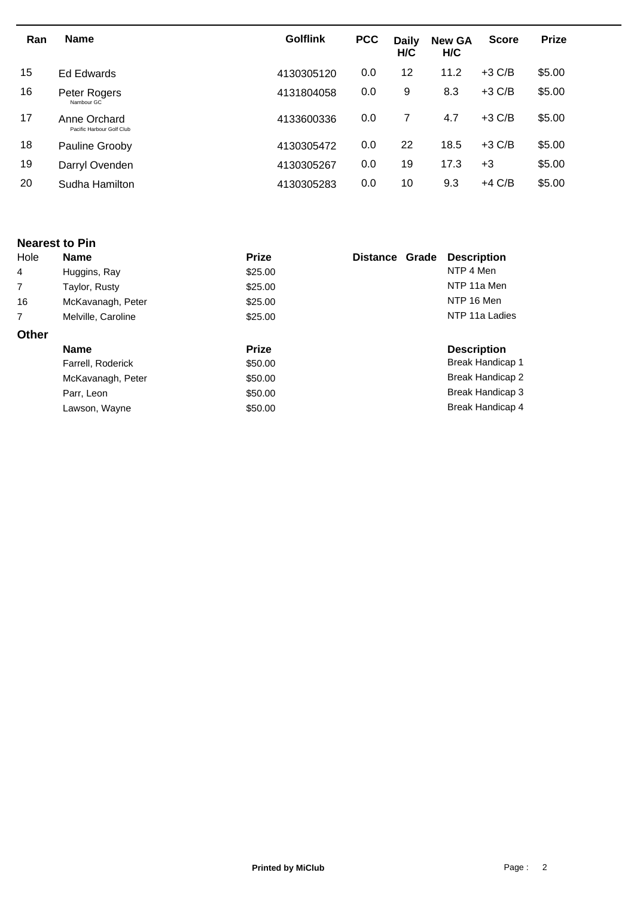| Ran | Name | Golflink | PCC | Daily H/C | New GA H/C | Score | Prize |
|---|---|---|---|---|---|---|---|
| 15 | Ed Edwards | 4130305120 | 0.0 | 12 | 11.2 | +3 C/B | $5.00 |
| 16 | Peter Rogers<br>Nambour GC | 4131804058 | 0.0 | 9 | 8.3 | +3 C/B | $5.00 |
| 17 | Anne Orchard<br>Pacific Harbour Golf Club | 4133600336 | 0.0 | 7 | 4.7 | +3 C/B | $5.00 |
| 18 | Pauline Grooby | 4130305472 | 0.0 | 22 | 18.5 | +3 C/B | $5.00 |
| 19 | Darryl Ovenden | 4130305267 | 0.0 | 19 | 17.3 | +3 | $5.00 |
| 20 | Sudha Hamilton | 4130305283 | 0.0 | 10 | 9.3 | +4 C/B | $5.00 |

## Nearest to Pin

| Hole | Name | Prize | Distance | Grade | Description |
|---|---|---|---|---|---|
| 4 | Huggins, Ray | $25.00 | | | NTP 4 Men |
| 7 | Taylor, Rusty | $25.00 | | | NTP 11a Men |
| 16 | McKavanagh, Peter | $25.00 | | | NTP 16 Men |
| 7 | Melville, Caroline | $25.00 | | | NTP 11a Ladies |

## Other

| Name | Prize | Description |
|---|---|---|
| Farrell, Roderick | $50.00 | Break Handicap 1 |
| McKavanagh, Peter | $50.00 | Break Handicap 2 |
| Parr, Leon | $50.00 | Break Handicap 3 |
| Lawson, Wayne | $50.00 | Break Handicap 4 |

**Printed by MiClub**